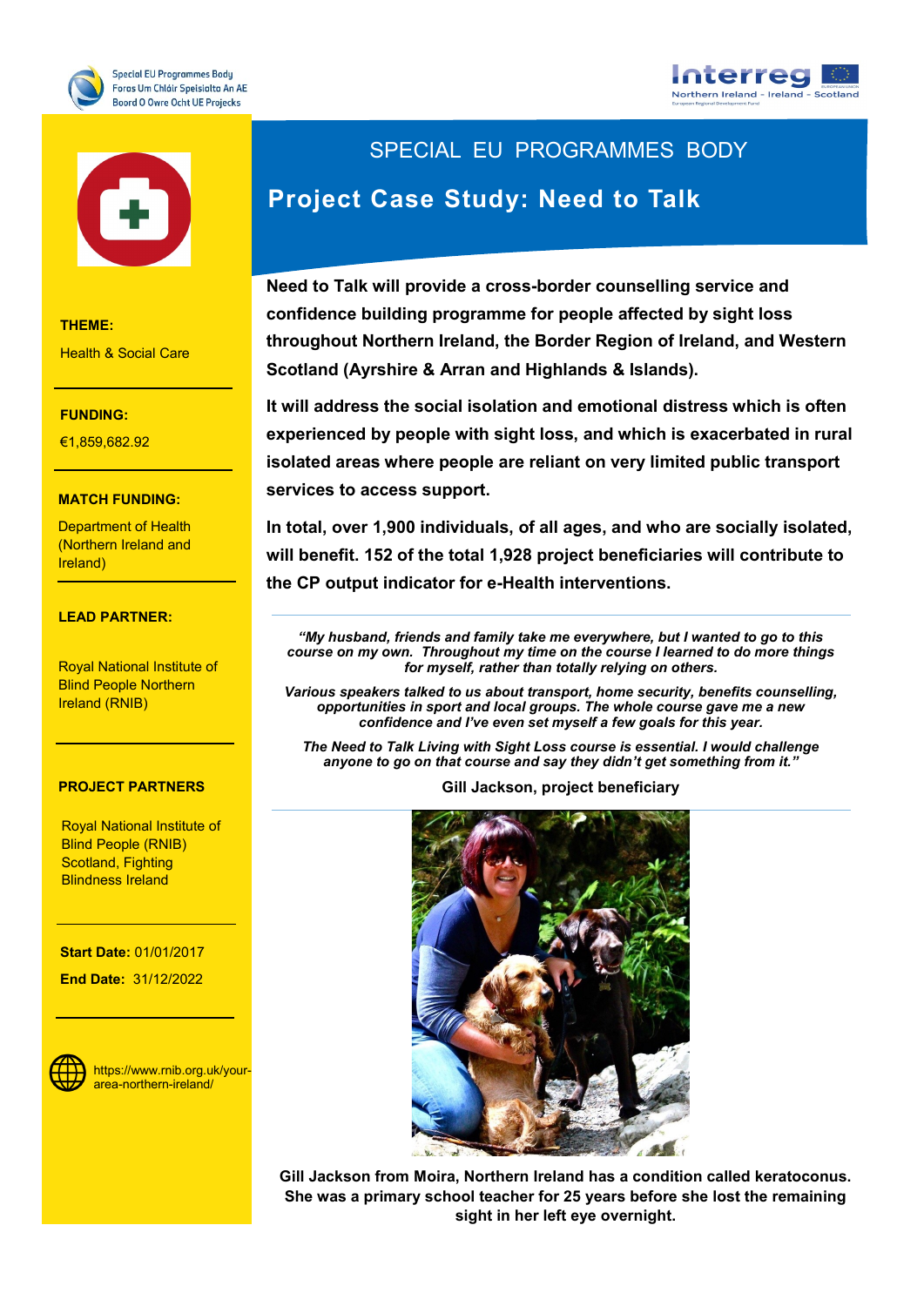Special EU Programmes Body
Foras Um Chláir Speisialta An AE
Boord O Owre Ocht UE Projecks

# SPECIAL EU PROGRAMMES BODY

## Project Case Study: Need to Talk

**Need to Talk will provide a cross-border counselling service and confidence building programme for people affected by sight loss throughout Northern Ireland, the Border Region of Ireland, and Western Scotland (Ayrshire & Arran and Highlands & Islands).**

**It will address the social isolation and emotional distress which is often experienced by people with sight loss, and which is exacerbated in rural isolated areas where people are reliant on very limited public transport services to access support.**

**In total, over 1,900 individuals, of all ages, and who are socially isolated, will benefit. 152 of the total 1,928 project beneficiaries will contribute to the CP output indicator for e-Health interventions.**

***"My husband, friends and family take me everywhere, but I wanted to go to this course on my own. Throughout my time on the course I learned to do more things for myself, rather than totally relying on others.***

***Various speakers talked to us about transport, home security, benefits counselling, opportunities in sport and local groups. The whole course gave me a new confidence and I've even set myself a few goals for this year.***

***The Need to Talk Living with Sight Loss course is essential. I would challenge anyone to go on that course and say they didn't get something from it."***

**Gill Jackson, project beneficiary**

**Gill Jackson from Moira, Northern Ireland has a condition called keratoconus. She was a primary school teacher for 25 years before she lost the remaining sight in her left eye overnight.**

**THEME:**

Health & Social Care

**FUNDING:**

€1,859,682.92

**MATCH FUNDING:**

Department of Health (Northern Ireland and Ireland)

**LEAD PARTNER:**

Royal National Institute of Blind People Northern Ireland (RNIB)

**PROJECT PARTNERS**

Royal National Institute of Blind People (RNIB) Scotland, Fighting Blindness Ireland

**Start Date:** 01/01/2017

**End Date:** 31/12/2022

https://www.rnib.org.uk/your-area-northern-ireland/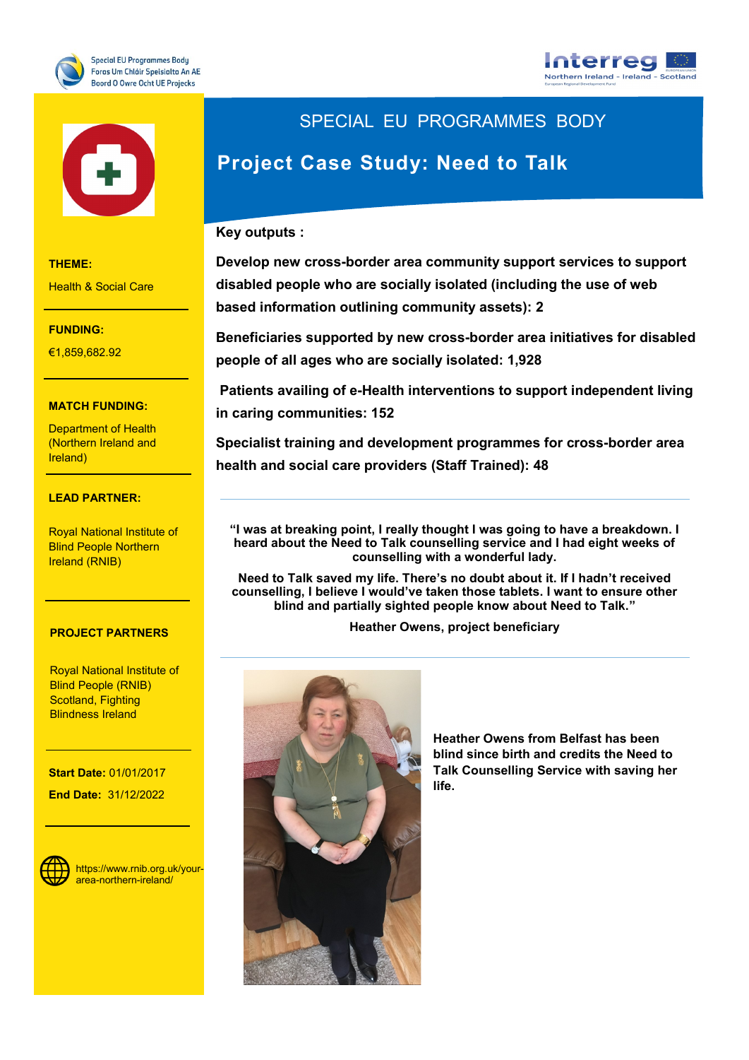Special EU Programmes Body
Foras Um Chláir Speisialta An AE
Boord O Owre Ocht UE Projecks

Interreg
Northern Ireland - Ireland - Scotland
European Regional Development Fund

# SPECIAL EU PROGRAMMES BODY

## Project Case Study: Need to Talk

**THEME:**

Health & Social Care

**FUNDING:**

€1,859,682.92

**MATCH FUNDING:**

Department of Health (Northern Ireland and Ireland)

**LEAD PARTNER:**

Royal National Institute of Blind People Northern Ireland (RNIB)

**PROJECT PARTNERS**

Royal National Institute of Blind People (RNIB) Scotland, Fighting Blindness Ireland

**Start Date:** 01/01/2017

**End Date:** 31/12/2022

https://www.rnib.org.uk/your-area-northern-ireland/

**Key outputs :**

**Develop new cross-border area community support services to support disabled people who are socially isolated (including the use of web based information outlining community assets): 2**

**Beneficiaries supported by new cross-border area initiatives for disabled people of all ages who are socially isolated: 1,928**

**Patients availing of e-Health interventions to support independent living in caring communities: 152**

**Specialist training and development programmes for cross-border area health and social care providers (Staff Trained): 48**

---

**"I was at breaking point, I really thought I was going to have a breakdown. I heard about the Need to Talk counselling service and I had eight weeks of counselling with a wonderful lady.**

**Need to Talk saved my life. There's no doubt about it. If I hadn't received counselling, I believe I would've taken those tablets. I want to ensure other blind and partially sighted people know about Need to Talk."**

**Heather Owens, project beneficiary**

---

**Heather Owens from Belfast has been blind since birth and credits the Need to Talk Counselling Service with saving her life.**